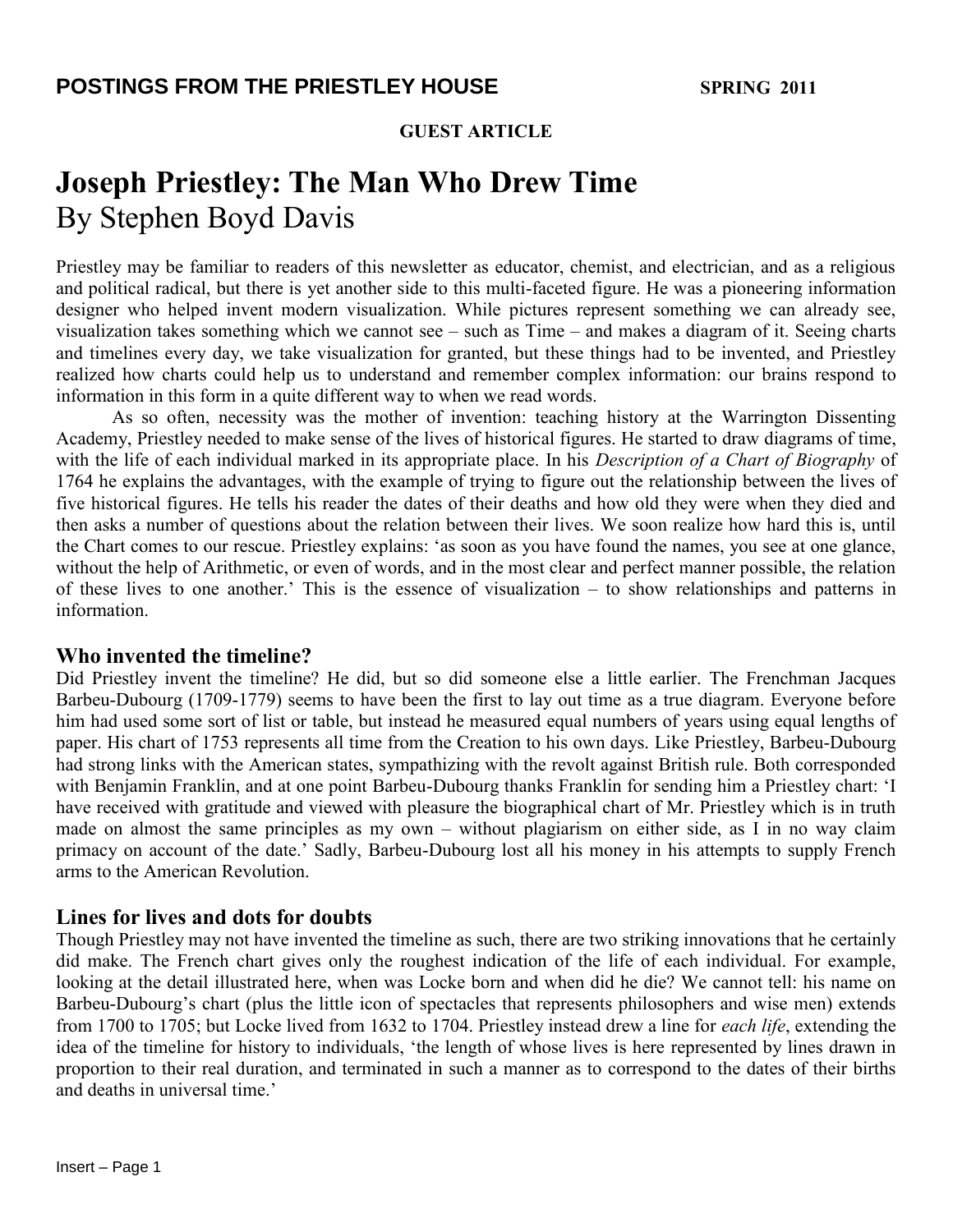**GUEST ARTICLE**

# Joseph Priestley: The Man Who Drew Time

By Stephen Boyd Davis

Priestley may be familiar to readers of this newsletter as educator, chemist, and electrician, and as a religious and political radical, but there is yet another side to this multi-faceted figure. He was a pioneering information designer who helped invent modern visualization. While pictures represent something we can already see, visualization takes something which we cannot see – such as Time – and makes a diagram of it. Seeing charts and timelines every day, we take visualization for granted, but these things had to be invented, and Priestley realized how charts could help us to understand and remember complex information: our brains respond to information in this form in a quite different way to when we read words.

As so often, necessity was the mother of invention: teaching history at the Warrington Dissenting Academy, Priestley needed to make sense of the lives of historical figures. He started to draw diagrams of time, with the life of each individual marked in its appropriate place. In his *Description of a Chart of Biography* of 1764 he explains the advantages, with the example of trying to figure out the relationship between the lives of five historical figures. He tells his reader the dates of their deaths and how old they were when they died and then asks a number of questions about the relation between their lives. We soon realize how hard this is, until the Chart comes to our rescue. Priestley explains: 'as soon as you have found the names, you see at one glance, without the help of Arithmetic, or even of words, and in the most clear and perfect manner possible, the relation of these lives to one another.' This is the essence of visualization – to show relationships and patterns in information.

## Who invented the timeline?

Did Priestley invent the timeline? He did, but so did someone else a little earlier. The Frenchman Jacques Barbeu-Dubourg (1709-1779) seems to have been the first to lay out time as a true diagram. Everyone before him had used some sort of list or table, but instead he measured equal numbers of years using equal lengths of paper. His chart of 1753 represents all time from the Creation to his own days. Like Priestley, Barbeu-Dubourg had strong links with the American states, sympathizing with the revolt against British rule. Both corresponded with Benjamin Franklin, and at one point Barbeu-Dubourg thanks Franklin for sending him a Priestley chart: 'I have received with gratitude and viewed with pleasure the biographical chart of Mr. Priestley which is in truth made on almost the same principles as my own – without plagiarism on either side, as I in no way claim primacy on account of the date.' Sadly, Barbeu-Dubourg lost all his money in his attempts to supply French arms to the American Revolution.

## Lines for lives and dots for doubts

Though Priestley may not have invented the timeline as such, there are two striking innovations that he certainly did make. The French chart gives only the roughest indication of the life of each individual. For example, looking at the detail illustrated here, when was Locke born and when did he die? We cannot tell: his name on Barbeu-Dubourg's chart (plus the little icon of spectacles that represents philosophers and wise men) extends from 1700 to 1705; but Locke lived from 1632 to 1704. Priestley instead drew a line for *each life*, extending the idea of the timeline for history to individuals, 'the length of whose lives is here represented by lines drawn in proportion to their real duration, and terminated in such a manner as to correspond to the dates of their births and deaths in universal time.'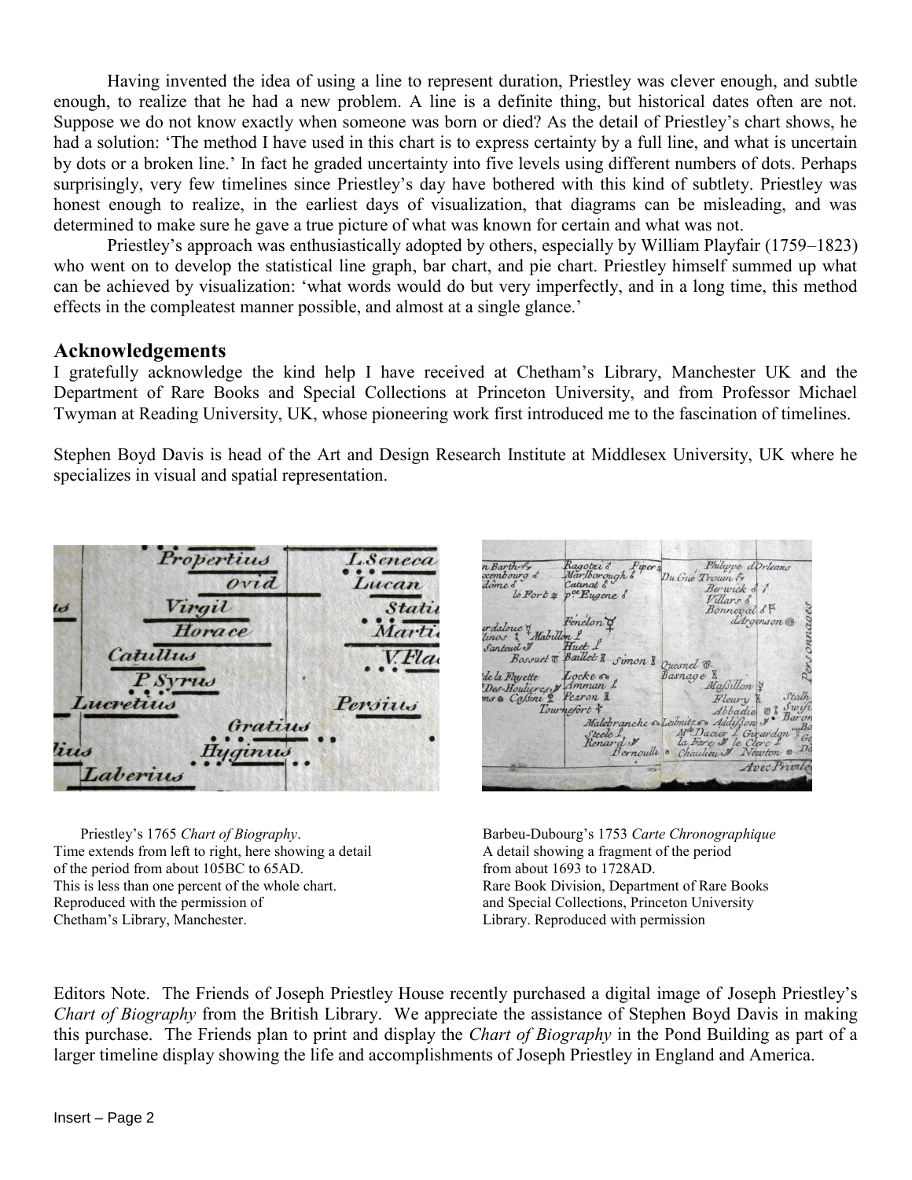Having invented the idea of using a line to represent duration, Priestley was clever enough, and subtle enough, to realize that he had a new problem. A line is a definite thing, but historical dates often are not. Suppose we do not know exactly when someone was born or died? As the detail of Priestley's chart shows, he had a solution: 'The method I have used in this chart is to express certainty by a full line, and what is uncertain by dots or a broken line.' In fact he graded uncertainty into five levels using different numbers of dots. Perhaps surprisingly, very few timelines since Priestley's day have bothered with this kind of subtlety. Priestley was honest enough to realize, in the earliest days of visualization, that diagrams can be misleading, and was determined to make sure he gave a true picture of what was known for certain and what was not.

Priestley's approach was enthusiastically adopted by others, especially by William Playfair (1759–1823) who went on to develop the statistical line graph, bar chart, and pie chart. Priestley himself summed up what can be achieved by visualization: 'what words would do but very imperfectly, and in a long time, this method effects in the compleatest manner possible, and almost at a single glance.'

## Acknowledgements

I gratefully acknowledge the kind help I have received at Chetham's Library, Manchester UK and the Department of Rare Books and Special Collections at Princeton University, and from Professor Michael Twyman at Reading University, UK, whose pioneering work first introduced me to the fascination of timelines.

Stephen Boyd Davis is head of the Art and Design Research Institute at Middlesex University, UK where he specializes in visual and spatial representation.

Priestley's 1765 *Chart of Biography*. Time extends from left to right, here showing a detail of the period from about 105BC to 65AD. This is less than one percent of the whole chart. Reproduced with the permission of Chetham's Library, Manchester.

Barbeu-Dubourg's 1753 *Carte Chronographique* A detail showing a fragment of the period from about 1693 to 1728AD. Rare Book Division, Department of Rare Books and Special Collections, Princeton University Library. Reproduced with permission

Editors Note. The Friends of Joseph Priestley House recently purchased a digital image of Joseph Priestley's *Chart of Biography* from the British Library. We appreciate the assistance of Stephen Boyd Davis in making this purchase. The Friends plan to print and display the *Chart of Biography* in the Pond Building as part of a larger timeline display showing the life and accomplishments of Joseph Priestley in England and America.